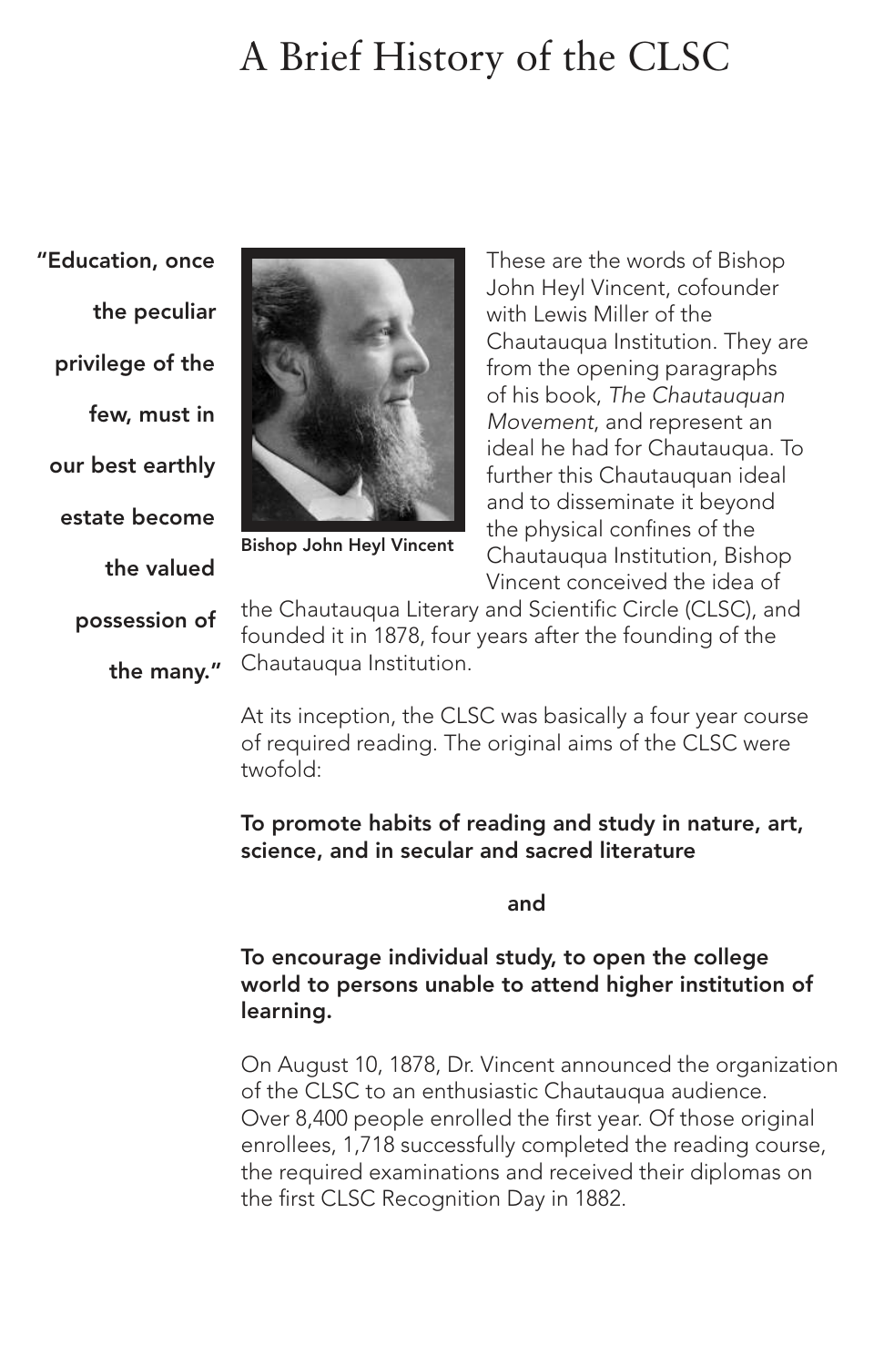# A Brief History of the CLSC

**"Education, once the peculiar privilege of the few, must in our best earthly estate become the valued possession of the many."**

Bishop John Heyl Vincent

These are the words of Bishop John Heyl Vincent, cofounder with Lewis Miller of the Chautauqua Institution. They are from the opening paragraphs of his book, *The Chautauquan Movement*, and represent an ideal he had for Chautauqua. To further this Chautauquan ideal and to disseminate it beyond the physical confines of the Chautauqua Institution, Bishop Vincent conceived the idea of the Chautauqua Literary and Scientific Circle (CLSC), and founded it in 1878, four years after the founding of the Chautauqua Institution.

At its inception, the CLSC was basically a four year course of required reading. The original aims of the CLSC were twofold:

**To promote habits of reading and study in nature, art, science, and in secular and sacred literature**

**and**

**To encourage individual study, to open the college world to persons unable to attend higher institution of learning.**

On August 10, 1878, Dr. Vincent announced the organization of the CLSC to an enthusiastic Chautauqua audience. Over 8,400 people enrolled the first year. Of those original enrollees, 1,718 successfully completed the reading course, the required examinations and received their diplomas on the first CLSC Recognition Day in 1882.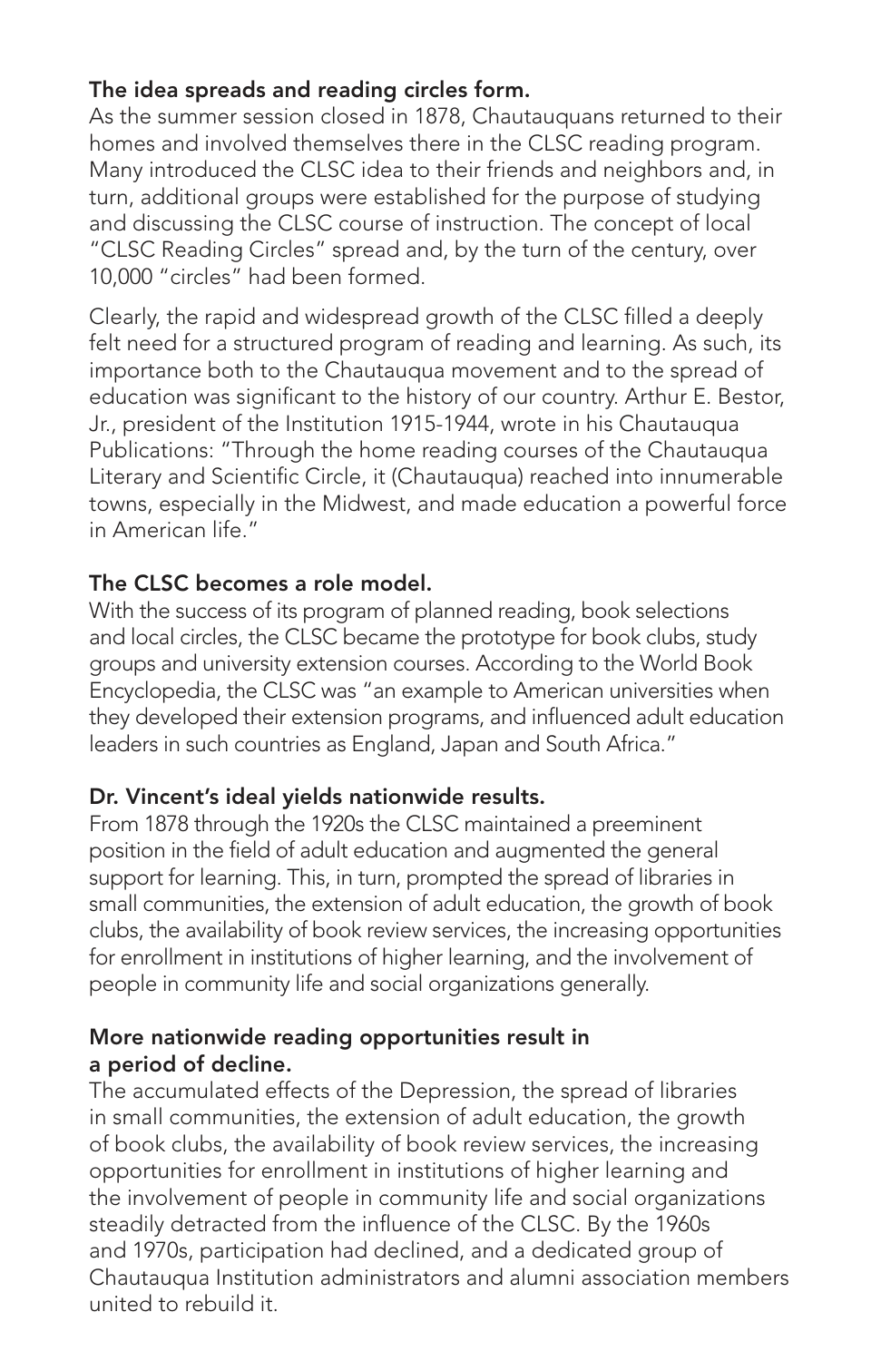**The idea spreads and reading circles form.**

As the summer session closed in 1878, Chautauquans returned to their homes and involved themselves there in the CLSC reading program. Many introduced the CLSC idea to their friends and neighbors and, in turn, additional groups were established for the purpose of studying and discussing the CLSC course of instruction. The concept of local "CLSC Reading Circles" spread and, by the turn of the century, over 10,000 "circles" had been formed.

Clearly, the rapid and widespread growth of the CLSC filled a deeply felt need for a structured program of reading and learning. As such, its importance both to the Chautauqua movement and to the spread of education was significant to the history of our country. Arthur E. Bestor, Jr., president of the Institution 1915-1944, wrote in his Chautauqua Publications: "Through the home reading courses of the Chautauqua Literary and Scientific Circle, it (Chautauqua) reached into innumerable towns, especially in the Midwest, and made education a powerful force in American life."

**The CLSC becomes a role model.**

With the success of its program of planned reading, book selections and local circles, the CLSC became the prototype for book clubs, study groups and university extension courses. According to the World Book Encyclopedia, the CLSC was "an example to American universities when they developed their extension programs, and influenced adult education leaders in such countries as England, Japan and South Africa."

**Dr. Vincent's ideal yields nationwide results.**

From 1878 through the 1920s the CLSC maintained a preeminent position in the field of adult education and augmented the general support for learning. This, in turn, prompted the spread of libraries in small communities, the extension of adult education, the growth of book clubs, the availability of book review services, the increasing opportunities for enrollment in institutions of higher learning, and the involvement of people in community life and social organizations generally.

**More nationwide reading opportunities result in a period of decline.**

The accumulated effects of the Depression, the spread of libraries in small communities, the extension of adult education, the growth of book clubs, the availability of book review services, the increasing opportunities for enrollment in institutions of higher learning and the involvement of people in community life and social organizations steadily detracted from the influence of the CLSC. By the 1960s and 1970s, participation had declined, and a dedicated group of Chautauqua Institution administrators and alumni association members united to rebuild it.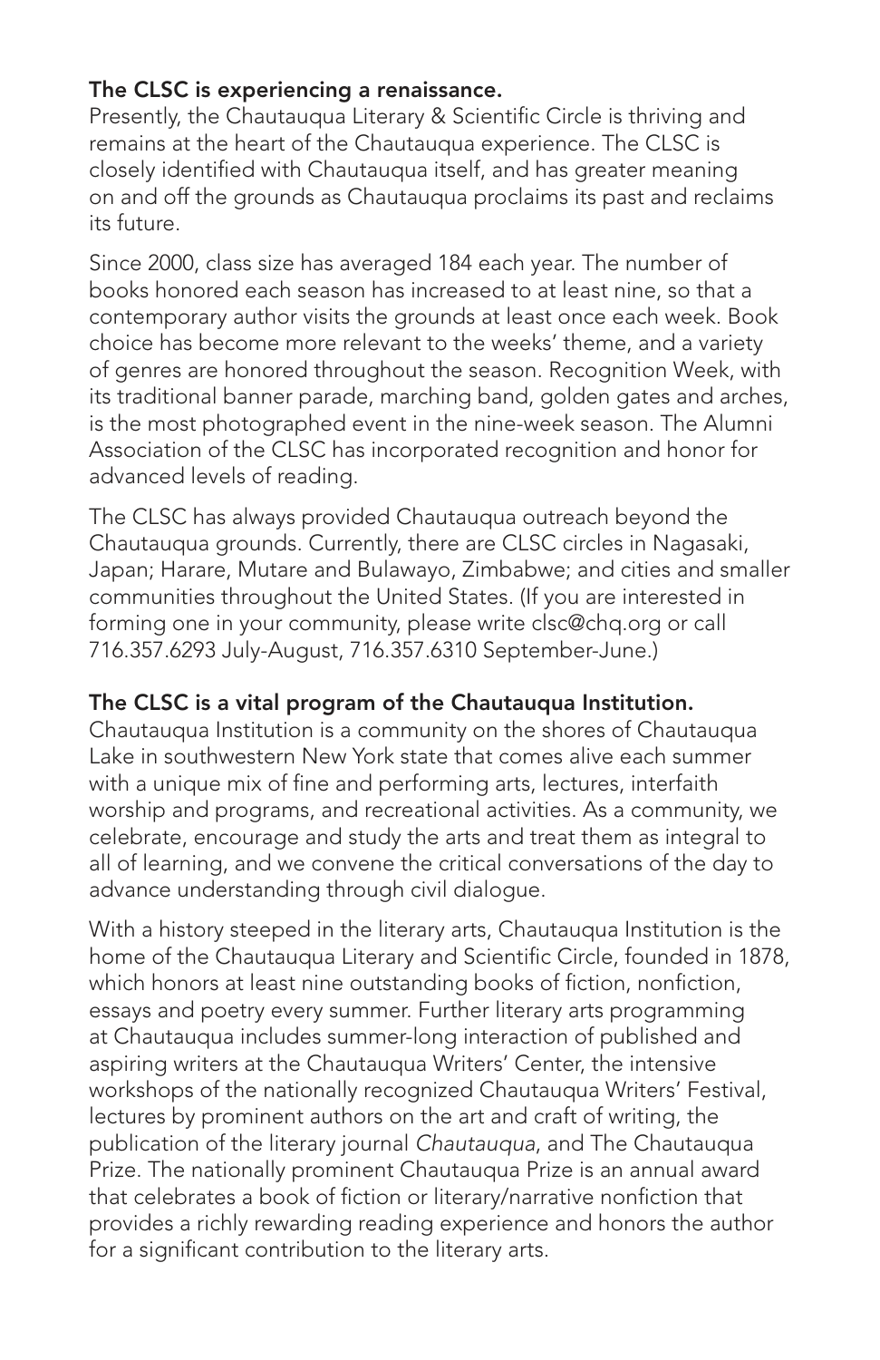**The CLSC is experiencing a renaissance.**
Presently, the Chautauqua Literary & Scientific Circle is thriving and remains at the heart of the Chautauqua experience. The CLSC is closely identified with Chautauqua itself, and has greater meaning on and off the grounds as Chautauqua proclaims its past and reclaims its future.

Since 2000, class size has averaged 184 each year. The number of books honored each season has increased to at least nine, so that a contemporary author visits the grounds at least once each week. Book choice has become more relevant to the weeks' theme, and a variety of genres are honored throughout the season. Recognition Week, with its traditional banner parade, marching band, golden gates and arches, is the most photographed event in the nine-week season. The Alumni Association of the CLSC has incorporated recognition and honor for advanced levels of reading.

The CLSC has always provided Chautauqua outreach beyond the Chautauqua grounds. Currently, there are CLSC circles in Nagasaki, Japan; Harare, Mutare and Bulawayo, Zimbabwe; and cities and smaller communities throughout the United States. (If you are interested in forming one in your community, please write clsc@chq.org or call 716.357.6293 July-August, 716.357.6310 September-June.)

**The CLSC is a vital program of the Chautauqua Institution.**
Chautauqua Institution is a community on the shores of Chautauqua Lake in southwestern New York state that comes alive each summer with a unique mix of fine and performing arts, lectures, interfaith worship and programs, and recreational activities. As a community, we celebrate, encourage and study the arts and treat them as integral to all of learning, and we convene the critical conversations of the day to advance understanding through civil dialogue.

With a history steeped in the literary arts, Chautauqua Institution is the home of the Chautauqua Literary and Scientific Circle, founded in 1878, which honors at least nine outstanding books of fiction, nonfiction, essays and poetry every summer. Further literary arts programming at Chautauqua includes summer-long interaction of published and aspiring writers at the Chautauqua Writers' Center, the intensive workshops of the nationally recognized Chautauqua Writers' Festival, lectures by prominent authors on the art and craft of writing, the publication of the literary journal *Chautauqua*, and The Chautauqua Prize. The nationally prominent Chautauqua Prize is an annual award that celebrates a book of fiction or literary/narrative nonfiction that provides a richly rewarding reading experience and honors the author for a significant contribution to the literary arts.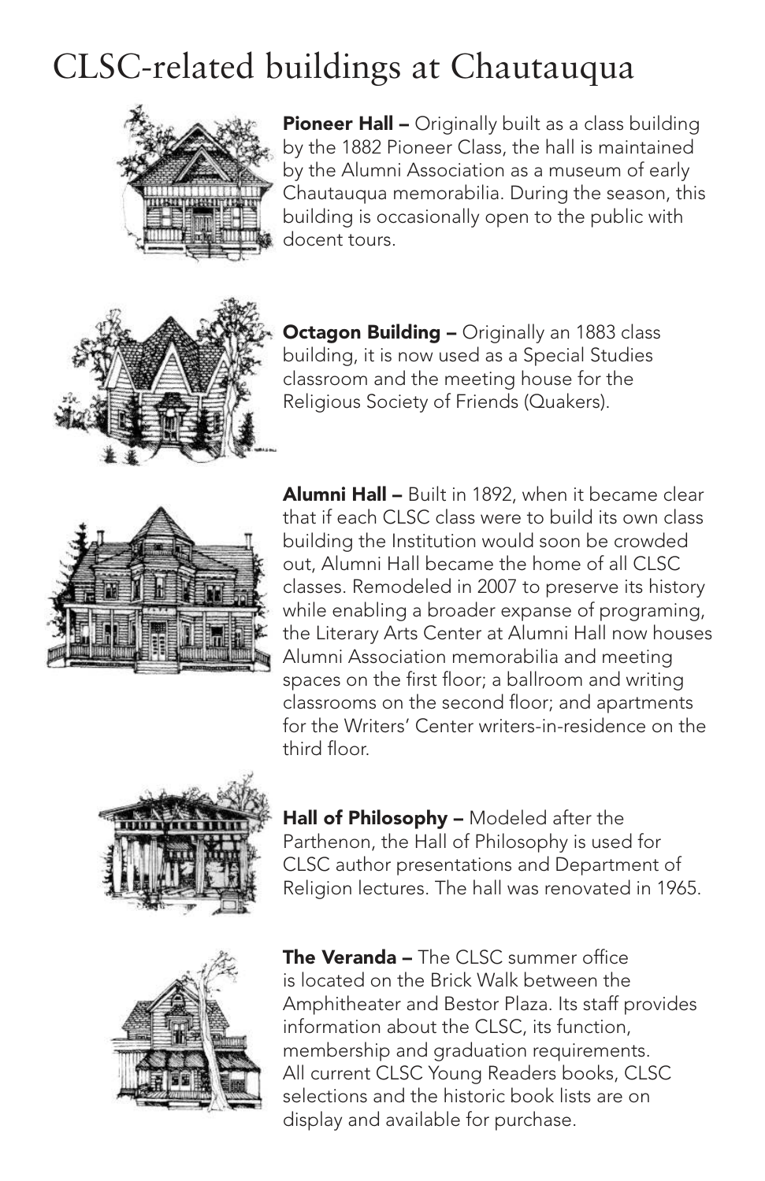# CLSC-related buildings at Chautauqua

**Pioneer Hall –** Originally built as a class building by the 1882 Pioneer Class, the hall is maintained by the Alumni Association as a museum of early Chautauqua memorabilia. During the season, this building is occasionally open to the public with docent tours.

**Octagon Building –** Originally an 1883 class building, it is now used as a Special Studies classroom and the meeting house for the Religious Society of Friends (Quakers).

**Alumni Hall –** Built in 1892, when it became clear that if each CLSC class were to build its own class building the Institution would soon be crowded out, Alumni Hall became the home of all CLSC classes. Remodeled in 2007 to preserve its history while enabling a broader expanse of programing, the Literary Arts Center at Alumni Hall now houses Alumni Association memorabilia and meeting spaces on the first floor; a ballroom and writing classrooms on the second floor; and apartments for the Writers' Center writers-in-residence on the third floor.

**Hall of Philosophy –** Modeled after the Parthenon, the Hall of Philosophy is used for CLSC author presentations and Department of Religion lectures. The hall was renovated in 1965.

**The Veranda –** The CLSC summer office is located on the Brick Walk between the Amphitheater and Bestor Plaza. Its staff provides information about the CLSC, its function, membership and graduation requirements. All current CLSC Young Readers books, CLSC selections and the historic book lists are on display and available for purchase.